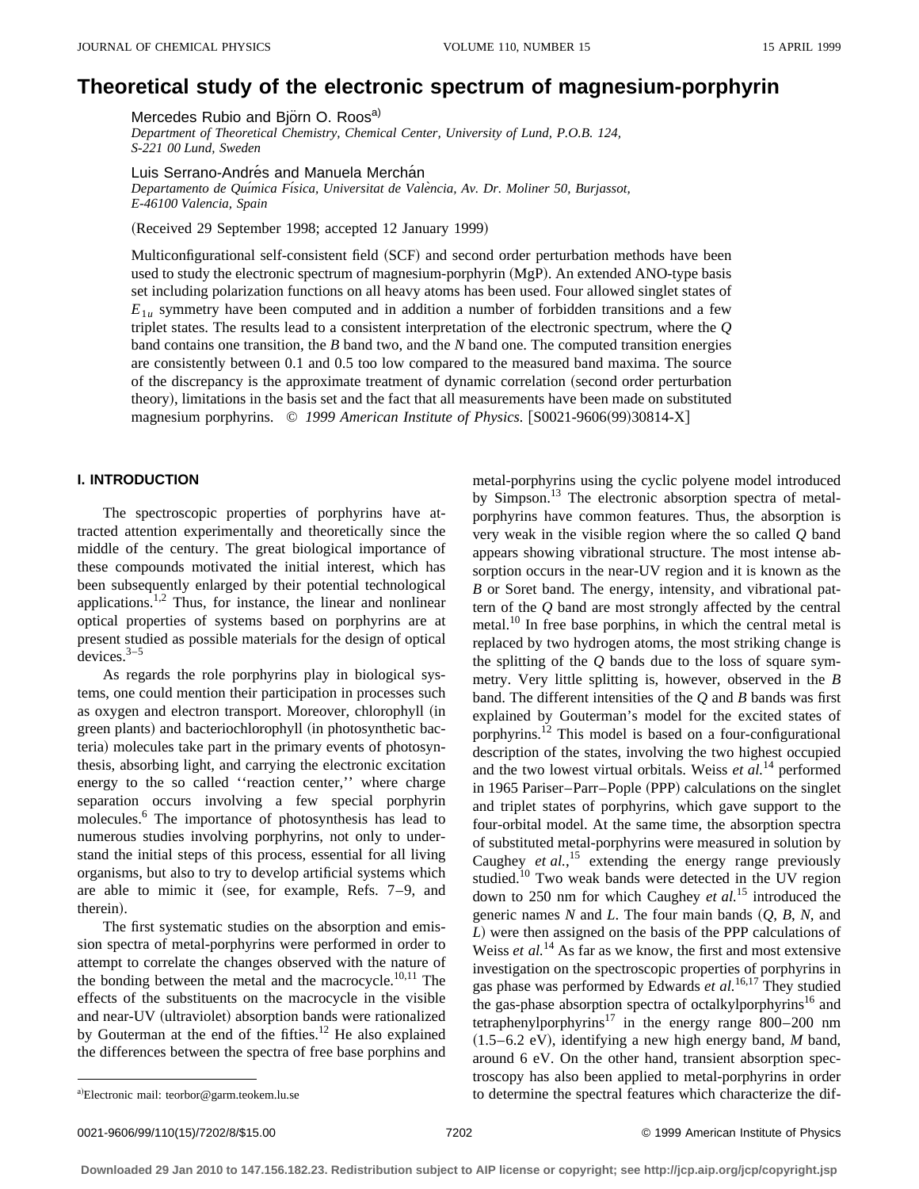# Theoretical study of the electronic spectrum of magnesium-porphyrin

Mercedes Rubio and Björn O. Roos[a)]

*Department of Theoretical Chemistry, Chemical Center, University of Lund, P.O.B. 124, S-221 00 Lund, Sweden*

Luis Serrano-Andrés and Manuela Merchán

*Departamento de Química Física, Universitat de València, Av. Dr. Moliner 50, Burjassot, E-46100 Valencia, Spain*

(Received 29 September 1998; accepted 12 January 1999)

Multiconfigurational self-consistent field (SCF) and second order perturbation methods have been used to study the electronic spectrum of magnesium-porphyrin (MgP). An extended ANO-type basis set including polarization functions on all heavy atoms has been used. Four allowed singlet states of $E_{1u}$ symmetry have been computed and in addition a number of forbidden transitions and a few triplet states. The results lead to a consistent interpretation of the electronic spectrum, where the *Q* band contains one transition, the *B* band two, and the *N* band one. The computed transition energies are consistently between 0.1 and 0.5 too low compared to the measured band maxima. The source of the discrepancy is the approximate treatment of dynamic correlation (second order perturbation theory), limitations in the basis set and the fact that all measurements have been made on substituted magnesium porphyrins. © *1999 American Institute of Physics.* [S0021-9606(99)30814-X]

## I. INTRODUCTION

The spectroscopic properties of porphyrins have attracted attention experimentally and theoretically since the middle of the century. The great biological importance of these compounds motivated the initial interest, which has been subsequently enlarged by their potential technological applications.[1,2] Thus, for instance, the linear and nonlinear optical properties of systems based on porphyrins are at present studied as possible materials for the design of optical devices.[3–5]

As regards the role porphyrins play in biological systems, one could mention their participation in processes such as oxygen and electron transport. Moreover, chlorophyll (in green plants) and bacteriochlorophyll (in photosynthetic bacteria) molecules take part in the primary events of photosynthesis, absorbing light, and carrying the electronic excitation energy to the so called ''reaction center,'' where charge separation occurs involving a few special porphyrin molecules.[6] The importance of photosynthesis has lead to numerous studies involving porphyrins, not only to understand the initial steps of this process, essential for all living organisms, but also to try to develop artificial systems which are able to mimic it (see, for example, Refs. 7–9, and therein).

The first systematic studies on the absorption and emission spectra of metal-porphyrins were performed in order to attempt to correlate the changes observed with the nature of the bonding between the metal and the macrocycle.[10,11] The effects of the substituents on the macrocycle in the visible and near-UV (ultraviolet) absorption bands were rationalized by Gouterman at the end of the fifties.[12] He also explained the differences between the spectra of free base porphins and metal-porphyrins using the cyclic polyene model introduced by Simpson.[13] The electronic absorption spectra of metal-porphyrins have common features. Thus, the absorption is very weak in the visible region where the so called *Q* band appears showing vibrational structure. The most intense absorption occurs in the near-UV region and it is known as the *B* or Soret band. The energy, intensity, and vibrational pattern of the *Q* band are most strongly affected by the central metal.[10] In free base porphins, in which the central metal is replaced by two hydrogen atoms, the most striking change is the splitting of the *Q* bands due to the loss of square symmetry. Very little splitting is, however, observed in the *B* band. The different intensities of the *Q* and *B* bands was first explained by Gouterman's model for the excited states of porphyrins.[12] This model is based on a four-configurational description of the states, involving the two highest occupied and the two lowest virtual orbitals. Weiss *et al.*[14] performed in 1965 Pariser–Parr–Pople (PPP) calculations on the singlet and triplet states of porphyrins, which gave support to the four-orbital model. At the same time, the absorption spectra of substituted metal-porphyrins were measured in solution by Caughey *et al.*,[15] extending the energy range previously studied.[10] Two weak bands were detected in the UV region down to 250 nm for which Caughey *et al.*[15] introduced the generic names *N* and *L*. The four main bands (*Q*, *B*, *N*, and *L*) were then assigned on the basis of the PPP calculations of Weiss *et al.*[14] As far as we know, the first and most extensive investigation on the spectroscopic properties of porphyrins in gas phase was performed by Edwards *et al.*[16,17] They studied the gas-phase absorption spectra of octalkylporphyrins[16] and tetraphenylporphyrins[17] in the energy range 800–200 nm (1.5–6.2 eV), identifying a new high energy band, *M* band, around 6 eV. On the other hand, transient absorption spectroscopy has also been applied to metal-porphyrins in order to determine the spectral features which characterize the dif-

[a)]Electronic mail: teorbor@garm.teokem.lu.se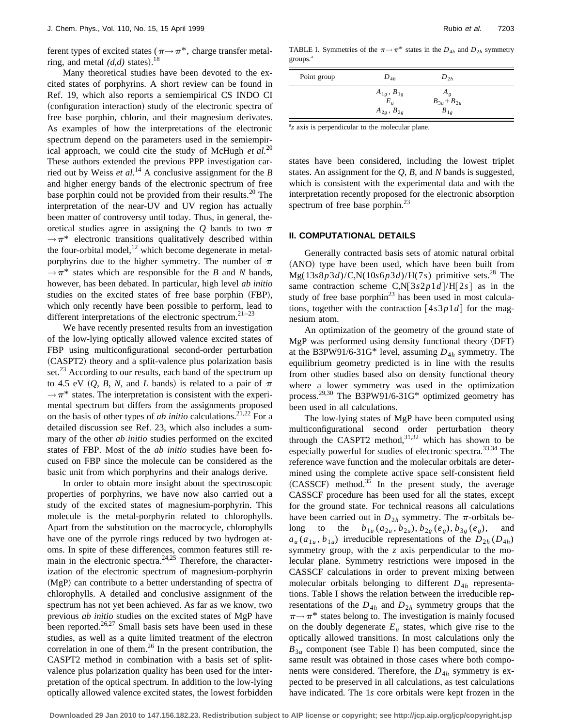ferent types of excited states ($\pi \rightarrow \pi^*$, charge transfer metal-ring, and metal *(d,d)* states).[18]

Many theoretical studies have been devoted to the excited states of porphyrins. A short review can be found in Ref. 19, which also reports a semiempirical CS INDO CI (configuration interaction) study of the electronic spectra of free base porphin, chlorin, and their magnesium derivates. As examples of how the interpretations of the electronic spectrum depend on the parameters used in the semiempirical approach, we could cite the study of McHugh *et al.*[20] These authors extended the previous PPP investigation carried out by Weiss *et al.*[14] A conclusive assignment for the *B* and higher energy bands of the electronic spectrum of free base porphin could not be provided from their results.[20] The interpretation of the near-UV and UV region has actually been matter of controversy until today. Thus, in general, theoretical studies agree in assigning the *Q* bands to two $\pi \rightarrow \pi^*$ electronic transitions qualitatively described within the four-orbital model,[12] which become degenerate in metal-porphyrins due to the higher symmetry. The number of $\pi \rightarrow \pi^*$ states which are responsible for the *B* and *N* bands, however, has been debated. In particular, high level *ab initio* studies on the excited states of free base porphin (FBP), which only recently have been possible to perform, lead to different interpretations of the electronic spectrum.[21–23]

We have recently presented results from an investigation of the low-lying optically allowed valence excited states of FBP using multiconfigurational second-order perturbation (CASPT2) theory and a split-valence plus polarization basis set.[23] According to our results, each band of the spectrum up to 4.5 eV (*Q*, *B*, *N*, and *L* bands) is related to a pair of $\pi \rightarrow \pi^*$ states. The interpretation is consistent with the experimental spectrum but differs from the assignments proposed on the basis of other types of *ab initio* calculations.[21,22] For a detailed discussion see Ref. 23, which also includes a summary of the other *ab initio* studies performed on the excited states of FBP. Most of the *ab initio* studies have been focused on FBP since the molecule can be considered as the basic unit from which porphyrins and their analogs derive.

In order to obtain more insight about the spectroscopic properties of porphyrins, we have now also carried out a study of the excited states of magnesium-porphyrin. This molecule is the metal-porphyrin related to chlorophylls. Apart from the substitution on the macrocycle, chlorophylls have one of the pyrrole rings reduced by two hydrogen atoms. In spite of these differences, common features still remain in the electronic spectra.[24,25] Therefore, the characterization of the electronic spectrum of magnesium-porphyrin (MgP) can contribute to a better understanding of spectra of chlorophylls. A detailed and conclusive assignment of the spectrum has not yet been achieved. As far as we know, two previous *ab initio* studies on the excited states of MgP have been reported.[26,27] Small basis sets have been used in these studies, as well as a quite limited treatment of the electron correlation in one of them.[26] In the present contribution, the CASPT2 method in combination with a basis set of split-valence plus polarization quality has been used for the interpretation of the optical spectrum. In addition to the low-lying optically allowed valence excited states, the lowest forbidden states have been considered, including the lowest triplet states. An assignment for the *Q*, *B*, and *N* bands is suggested, which is consistent with the experimental data and with the interpretation recently proposed for the electronic absorption spectrum of free base porphin.[23]

TABLE I. Symmetries of the $\pi \rightarrow \pi^*$ states in the $D_{4h}$ and $D_{2h}$ symmetry groups.[a]

| Point group | $D_{4h}$ | $D_{2h}$ |
|---|---|---|
| | $A_{1g}$, $B_{1g}$ | $A_g$ |
| | $E_u$ | $B_{3u}+B_{2u}$ |
| | $A_{2g}$, $B_{2g}$ | $B_{1g}$ |

[a]*z* axis is perpendicular to the molecular plane.

## II. COMPUTATIONAL DETAILS

Generally contracted basis sets of atomic natural orbital (ANO) type have been used, which have been built from Mg(13*s*8*p*3*d*)/C,N(10*s*6*p*3*d*)/H(7*s*) primitive sets.[28] The same contraction scheme C,N[3*s*2*p*1*d*]/H[2*s*] as in the study of free base porphin[23] has been used in most calculations, together with the contraction [4*s*3*p*1*d*] for the magnesium atom.

An optimization of the geometry of the ground state of MgP was performed using density functional theory (DFT) at the B3PW91/6-31G* level, assuming $D_{4h}$ symmetry. The equilibrium geometry predicted is in line with the results from other studies based also on density functional theory where a lower symmetry was used in the optimization process.[29,30] The B3PW91/6-31G* optimized geometry has been used in all calculations.

The low-lying states of MgP have been computed using multiconfigurational second order perturbation theory through the CASPT2 method,[31,32] which has shown to be especially powerful for studies of electronic spectra.[33,34] The reference wave function and the molecular orbitals are determined using the complete active space self-consistent field (CASSCF) method.[35] In the present study, the average CASSCF procedure has been used for all the states, except for the ground state. For technical reasons all calculations have been carried out in $D_{2h}$ symmetry. The $\pi$-orbitals belong to the $b_{1u}(a_{2u}, b_{2u})$, $b_{2g}(e_g)$, $b_{3g}(e_g)$, and $a_u(a_{1u}, b_{1u})$ irreducible representations of the $D_{2h}(D_{4h})$ symmetry group, with the *z* axis perpendicular to the molecular plane. Symmetry restrictions were imposed in the CASSCF calculations in order to prevent mixing between molecular orbitals belonging to different $D_{4h}$ representations. Table I shows the relation between the irreducible representations of the $D_{4h}$ and $D_{2h}$ symmetry groups that the $\pi \rightarrow \pi^*$ states belong to. The investigation is mainly focused on the doubly degenerate $E_u$ states, which give rise to the optically allowed transitions. In most calculations only the $B_{3u}$ component (see Table I) has been computed, since the same result was obtained in those cases where both components were considered. Therefore, the $D_{4h}$ symmetry is expected to be preserved in all calculations, as test calculations have indicated. The 1*s* core orbitals were kept frozen in the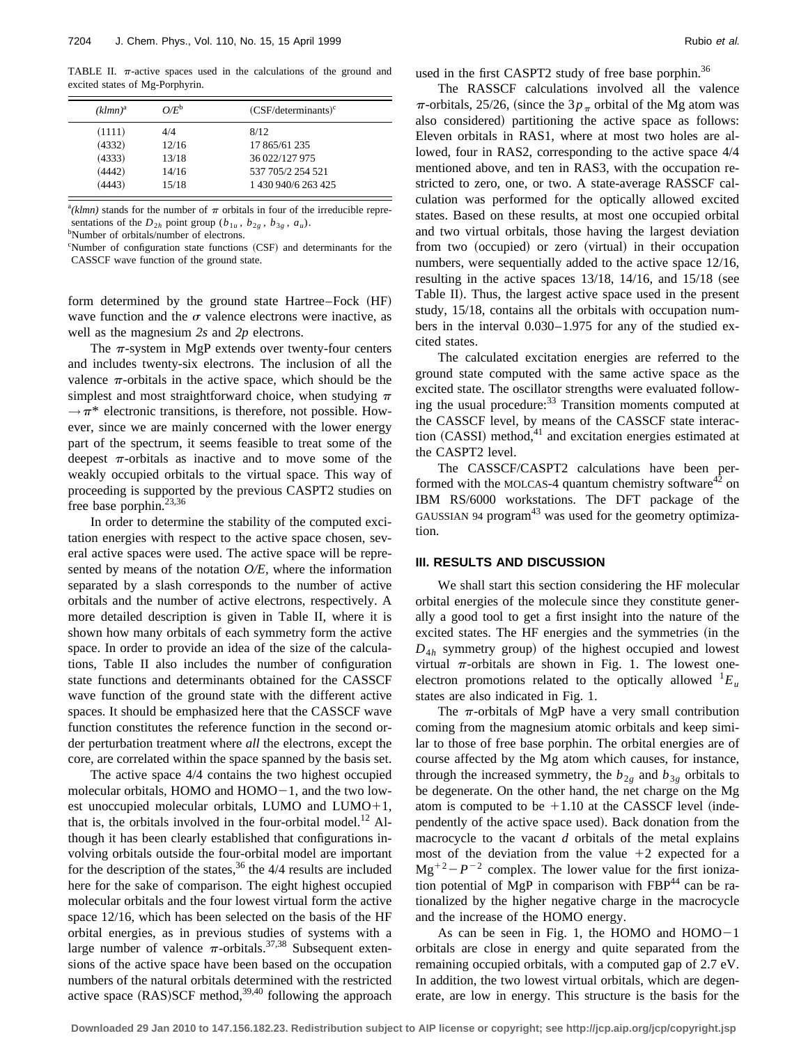TABLE II. π-active spaces used in the calculations of the ground and excited states of Mg-Porphyrin.

| (klmn)[a] | O/E[b] | (CSF/determinants)[c] |
|---|---|---|
| (1111) | 4/4 | 8/12 |
| (4332) | 12/16 | 17 865/61 235 |
| (4333) | 13/18 | 36 022/127 975 |
| (4442) | 14/16 | 537 705/2 254 521 |
| (4443) | 15/18 | 1 430 940/6 263 425 |

[a](klmn) stands for the number of π orbitals in four of the irreducible representations of the $D_{2h}$ point group ($b_{1u}$, $b_{2g}$, $b_{3g}$, $a_u$).

[b]Number of orbitals/number of electrons.

[c]Number of configuration state functions (CSF) and determinants for the CASSCF wave function of the ground state.

form determined by the ground state Hartree–Fock (HF) wave function and the σ valence electrons were inactive, as well as the magnesium *2s* and *2p* electrons.

The π-system in MgP extends over twenty-four centers and includes twenty-six electrons. The inclusion of all the valence π-orbitals in the active space, which should be the simplest and most straightforward choice, when studying $\pi \rightarrow \pi^*$ electronic transitions, is therefore, not possible. However, since we are mainly concerned with the lower energy part of the spectrum, it seems feasible to treat some of the deepest π-orbitals as inactive and to move some of the weakly occupied orbitals to the virtual space. This way of proceeding is supported by the previous CASPT2 studies on free base porphin.[23,36]

In order to determine the stability of the computed excitation energies with respect to the active space chosen, several active spaces were used. The active space will be represented by means of the notation *O/E*, where the information separated by a slash corresponds to the number of active orbitals and the number of active electrons, respectively. A more detailed description is given in Table II, where it is shown how many orbitals of each symmetry form the active space. In order to provide an idea of the size of the calculations, Table II also includes the number of configuration state functions and determinants obtained for the CASSCF wave function of the ground state with the different active spaces. It should be emphasized here that the CASSCF wave function constitutes the reference function in the second order perturbation treatment where *all* the electrons, except the core, are correlated within the space spanned by the basis set.

The active space 4/4 contains the two highest occupied molecular orbitals, HOMO and HOMO−1, and the two lowest unoccupied molecular orbitals, LUMO and LUMO+1, that is, the orbitals involved in the four-orbital model.[12] Although it has been clearly established that configurations involving orbitals outside the four-orbital model are important for the description of the states,[36] the 4/4 results are included here for the sake of comparison. The eight highest occupied molecular orbitals and the four lowest virtual form the active space 12/16, which has been selected on the basis of the HF orbital energies, as in previous studies of systems with a large number of valence π-orbitals.[37,38] Subsequent extensions of the active space have been based on the occupation numbers of the natural orbitals determined with the restricted active space (RAS)SCF method,[39,40] following the approach used in the first CASPT2 study of free base porphin.[36]

The RASSCF calculations involved all the valence π-orbitals, 25/26, (since the $3p_\pi$ orbital of the Mg atom was also considered) partitioning the active space as follows: Eleven orbitals in RAS1, where at most two holes are allowed, four in RAS2, corresponding to the active space 4/4 mentioned above, and ten in RAS3, with the occupation restricted to zero, one, or two. A state-average RASSCF calculation was performed for the optically allowed excited states. Based on these results, at most one occupied orbital and two virtual orbitals, those having the largest deviation from two (occupied) or zero (virtual) in their occupation numbers, were sequentially added to the active space 12/16, resulting in the active spaces 13/18, 14/16, and 15/18 (see Table II). Thus, the largest active space used in the present study, 15/18, contains all the orbitals with occupation numbers in the interval 0.030–1.975 for any of the studied excited states.

The calculated excitation energies are referred to the ground state computed with the same active space as the excited state. The oscillator strengths were evaluated following the usual procedure:[33] Transition moments computed at the CASSCF level, by means of the CASSCF state interaction (CASSI) method,[41] and excitation energies estimated at the CASPT2 level.

The CASSCF/CASPT2 calculations have been performed with the MOLCAS-4 quantum chemistry software[42] on IBM RS/6000 workstations. The DFT package of the GAUSSIAN 94 program[43] was used for the geometry optimization.

## III. RESULTS AND DISCUSSION

We shall start this section considering the HF molecular orbital energies of the molecule since they constitute generally a good tool to get a first insight into the nature of the excited states. The HF energies and the symmetries (in the $D_{4h}$ symmetry group) of the highest occupied and lowest virtual π-orbitals are shown in Fig. 1. The lowest one-electron promotions related to the optically allowed $^1E_u$ states are also indicated in Fig. 1.

The π-orbitals of MgP have a very small contribution coming from the magnesium atomic orbitals and keep similar to those of free base porphin. The orbital energies are of course affected by the Mg atom which causes, for instance, through the increased symmetry, the $b_{2g}$ and $b_{3g}$ orbitals to be degenerate. On the other hand, the net charge on the Mg atom is computed to be +1.10 at the CASSCF level (independently of the active space used). Back donation from the macrocycle to the vacant *d* orbitals of the metal explains most of the deviation from the value +2 expected for a $Mg^{+2}-P^{-2}$ complex. The lower value for the first ionization potential of MgP in comparison with FBP[44] can be rationalized by the higher negative charge in the macrocycle and the increase of the HOMO energy.

As can be seen in Fig. 1, the HOMO and HOMO−1 orbitals are close in energy and quite separated from the remaining occupied orbitals, with a computed gap of 2.7 eV. In addition, the two lowest virtual orbitals, which are degenerate, are low in energy. This structure is the basis for the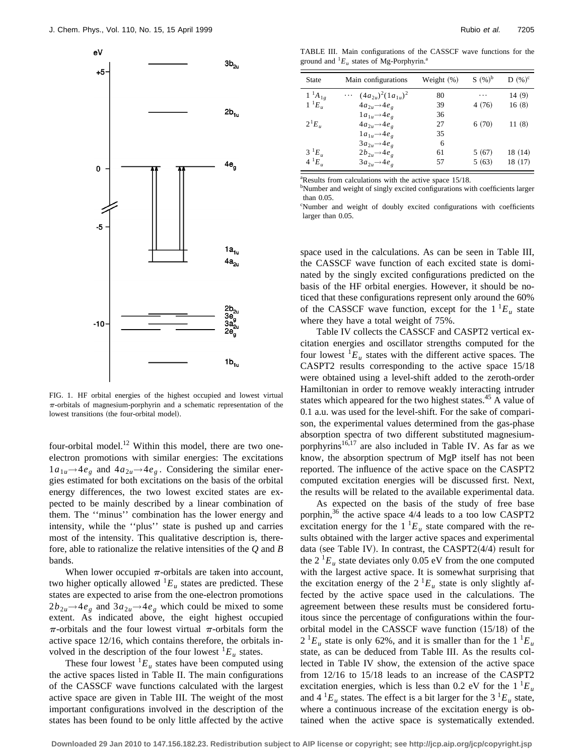FIG. 1. HF orbital energies of the highest occupied and lowest virtual $\pi$-orbitals of magnesium-porphyrin and a schematic representation of the lowest transitions (the four-orbital model).

four-orbital model.[12] Within this model, there are two one-electron promotions with similar energies: The excitations $1a_{1u}\rightarrow 4e_g$ and $4a_{2u}\rightarrow 4e_g$. Considering the similar energies estimated for both excitations on the basis of the orbital energy differences, the two lowest excited states are expected to be mainly described by a linear combination of them. The ''minus'' combination has the lower energy and intensity, while the ''plus'' state is pushed up and carries most of the intensity. This qualitative description is, therefore, able to rationalize the relative intensities of the *Q* and *B* bands.

When lower occupied $\pi$-orbitals are taken into account, two higher optically allowed $^1E_u$ states are predicted. These states are expected to arise from the one-electron promotions $2b_{2u}\rightarrow 4e_g$ and $3a_{2u}\rightarrow 4e_g$ which could be mixed to some extent. As indicated above, the eight highest occupied $\pi$-orbitals and the four lowest virtual $\pi$-orbitals form the active space 12/16, which contains therefore, the orbitals involved in the description of the four lowest $^1E_u$ states.

These four lowest $^1E_u$ states have been computed using the active spaces listed in Table II. The main configurations of the CASSCF wave functions calculated with the largest active space are given in Table III. The weight of the most important configurations involved in the description of the states has been found to be only little affected by the active space used in the calculations. As can be seen in Table III, the CASSCF wave function of each excited state is dominated by the singly excited configurations predicted on the basis of the HF orbital energies. However, it should be noticed that these configurations represent only around the 60% of the CASSCF wave function, except for the $1\,^1E_u$ state where they have a total weight of 75%.

TABLE III. Main configurations of the CASSCF wave functions for the ground and $^1E_u$ states of Mg-Porphyrin.[a]

| State | Main configurations | Weight (%) | S (%)[b] | D (%)[c] |
|---|---|---|---|---|
| $1\,^1A_{1g}$ | $\cdots\ (4a_{2u})^2(1a_{1u})^2$ | 80 | $\cdots$ | 14 (9) |
| $1\,^1E_u$ | $4a_{2u}\rightarrow 4e_g$ | 39 | 4 (76) | 16 (8) |
| | $1a_{1u}\rightarrow 4e_g$ | 36 | | |
| $2\,^1E_u$ | $4a_{2u}\rightarrow 4e_g$ | 27 | 6 (70) | 11 (8) |
| | $1a_{1u}\rightarrow 4e_g$ | 35 | | |
| | $3a_{2u}\rightarrow 4e_g$ | 6 | | |
| $3\,^1E_u$ | $2b_{2u}\rightarrow 4e_g$ | 61 | 5 (67) | 18 (14) |
| $4\,^1E_u$ | $3a_{2u}\rightarrow 4e_g$ | 57 | 5 (63) | 18 (17) |

[a]Results from calculations with the active space 15/18.
[b]Number and weight of singly excited configurations with coefficients larger than 0.05.
[c]Number and weight of doubly excited configurations with coefficients larger than 0.05.

Table IV collects the CASSCF and CASPT2 vertical excitation energies and oscillator strengths computed for the four lowest $^1E_u$ states with the different active spaces. The CASPT2 results corresponding to the active space 15/18 were obtained using a level-shift added to the zeroth-order Hamiltonian in order to remove weakly interacting intruder states which appeared for the two highest states.[45] A value of 0.1 a.u. was used for the level-shift. For the sake of comparison, the experimental values determined from the gas-phase absorption spectra of two different substituted magnesium-porphyrins[16,17] are also included in Table IV. As far as we know, the absorption spectrum of MgP itself has not been reported. The influence of the active space on the CASPT2 computed excitation energies will be discussed first. Next, the results will be related to the available experimental data.

As expected on the basis of the study of free base porphin,[36] the active space 4/4 leads to a too low CASPT2 excitation energy for the $1\,^1E_u$ state compared with the results obtained with the larger active spaces and experimental data (see Table IV). In contrast, the CASPT2(4/4) result for the $2\,^1E_u$ state deviates only 0.05 eV from the one computed with the largest active space. It is somewhat surprising that the excitation energy of the $2\,^1E_u$ state is only slightly affected by the active space used in the calculations. The agreement between these results must be considered fortuitous since the percentage of configurations within the four-orbital model in the CASSCF wave function (15/18) of the $2\,^1E_u$ state is only 62%, and it is smaller than for the $1\,^1E_u$ state, as can be deduced from Table III. As the results collected in Table IV show, the extension of the active space from 12/16 to 15/18 leads to an increase of the CASPT2 excitation energies, which is less than 0.2 eV for the $1\,^1E_u$ and $4\,^1E_u$ states. The effect is a bit larger for the $3\,^1E_u$ state, where a continuous increase of the excitation energy is obtained when the active space is systematically extended.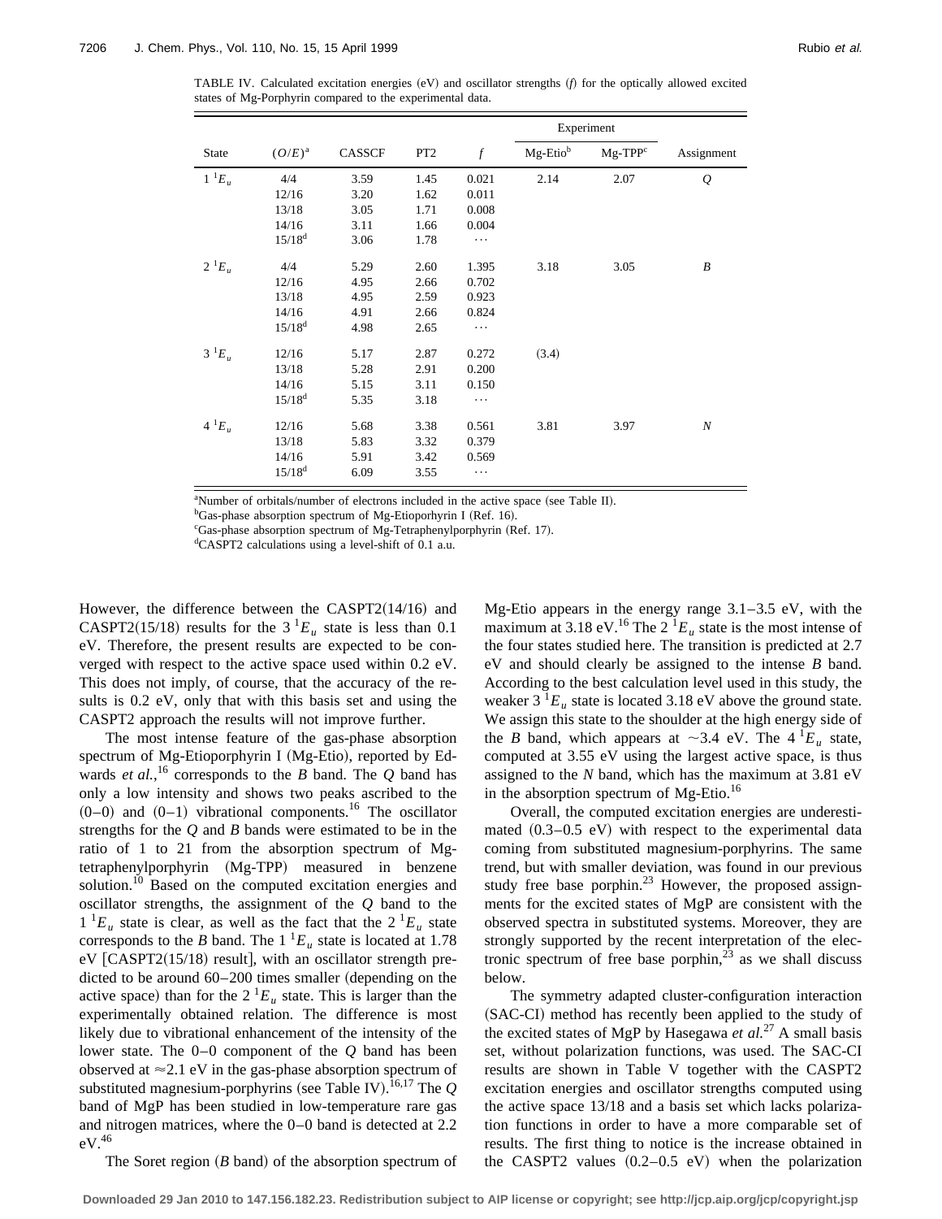TABLE IV. Calculated excitation energies (eV) and oscillator strengths ($f$) for the optically allowed excited states of Mg-Porphyrin compared to the experimental data.

| State | $(O/E)$[a] | CASSCF | PT2 | $f$ | Experiment | | Assignment |
|---|---|---|---|---|---|---|---|
| | | | | | Mg-Etio[b] | Mg-TPP[c] | |
| $1\,^1E_u$ | 4/4 | 3.59 | 1.45 | 0.021 | 2.14 | 2.07 | $Q$ |
| | 12/16 | 3.20 | 1.62 | 0.011 | | | |
| | 13/18 | 3.05 | 1.71 | 0.008 | | | |
| | 14/16 | 3.11 | 1.66 | 0.004 | | | |
| | 15/18[d] | 3.06 | 1.78 | ⋯ | | | |
| $2\,^1E_u$ | 4/4 | 5.29 | 2.60 | 1.395 | 3.18 | 3.05 | $B$ |
| | 12/16 | 4.95 | 2.66 | 0.702 | | | |
| | 13/18 | 4.95 | 2.59 | 0.923 | | | |
| | 14/16 | 4.91 | 2.66 | 0.824 | | | |
| | 15/18[d] | 4.98 | 2.65 | ⋯ | | | |
| $3\,^1E_u$ | 12/16 | 5.17 | 2.87 | 0.272 | (3.4) | | |
| | 13/18 | 5.28 | 2.91 | 0.200 | | | |
| | 14/16 | 5.15 | 3.11 | 0.150 | | | |
| | 15/18[d] | 5.35 | 3.18 | ⋯ | | | |
| $4\,^1E_u$ | 12/16 | 5.68 | 3.38 | 0.561 | 3.81 | 3.97 | $N$ |
| | 13/18 | 5.83 | 3.32 | 0.379 | | | |
| | 14/16 | 5.91 | 3.42 | 0.569 | | | |
| | 15/18[d] | 6.09 | 3.55 | ⋯ | | | |

[a]Number of orbitals/number of electrons included in the active space (see Table II).
[b]Gas-phase absorption spectrum of Mg-Etioporhyrin I (Ref. 16).
[c]Gas-phase absorption spectrum of Mg-Tetraphenylporphyrin (Ref. 17).
[d]CASPT2 calculations using a level-shift of 0.1 a.u.

However, the difference between the CASPT2(14/16) and CASPT2(15/18) results for the $3\,^1E_u$ state is less than 0.1 eV. Therefore, the present results are expected to be converged with respect to the active space used within 0.2 eV. This does not imply, of course, that the accuracy of the results is 0.2 eV, only that with this basis set and using the CASPT2 approach the results will not improve further.

The most intense feature of the gas-phase absorption spectrum of Mg-Etioporphyrin I (Mg-Etio), reported by Edwards *et al.*,[16] corresponds to the *B* band. The *Q* band has only a low intensity and shows two peaks ascribed to the (0–0) and (0–1) vibrational components.[16] The oscillator strengths for the *Q* and *B* bands were estimated to be in the ratio of 1 to 21 from the absorption spectrum of Mg-tetraphenylporphyrin (Mg-TPP) measured in benzene solution.[10] Based on the computed excitation energies and oscillator strengths, the assignment of the *Q* band to the $1\,^1E_u$ state is clear, as well as the fact that the $2\,^1E_u$ state corresponds to the *B* band. The $1\,^1E_u$ state is located at 1.78 eV [CASPT2(15/18) result], with an oscillator strength predicted to be around 60–200 times smaller (depending on the active space) than for the $2\,^1E_u$ state. This is larger than the experimentally obtained relation. The difference is most likely due to vibrational enhancement of the intensity of the lower state. The 0–0 component of the *Q* band has been observed at ≈2.1 eV in the gas-phase absorption spectrum of substituted magnesium-porphyrins (see Table IV).[16,17] The *Q* band of MgP has been studied in low-temperature rare gas and nitrogen matrices, where the 0–0 band is detected at 2.2 eV.[46]

The Soret region (*B* band) of the absorption spectrum of Mg-Etio appears in the energy range 3.1–3.5 eV, with the maximum at 3.18 eV.[16] The $2\,^1E_u$ state is the most intense of the four states studied here. The transition is predicted at 2.7 eV and should clearly be assigned to the intense *B* band. According to the best calculation level used in this study, the weaker $3\,^1E_u$ state is located 3.18 eV above the ground state. We assign this state to the shoulder at the high energy side of the *B* band, which appears at ~3.4 eV. The $4\,^1E_u$ state, computed at 3.55 eV using the largest active space, is thus assigned to the *N* band, which has the maximum at 3.81 eV in the absorption spectrum of Mg-Etio.[16]

Overall, the computed excitation energies are underestimated (0.3–0.5 eV) with respect to the experimental data coming from substituted magnesium-porphyrins. The same trend, but with smaller deviation, was found in our previous study free base porphin.[23] However, the proposed assignments for the excited states of MgP are consistent with the observed spectra in substituted systems. Moreover, they are strongly supported by the recent interpretation of the electronic spectrum of free base porphin,[23] as we shall discuss below.

The symmetry adapted cluster-configuration interaction (SAC-CI) method has recently been applied to the study of the excited states of MgP by Hasegawa *et al.*[27] A small basis set, without polarization functions, was used. The SAC-CI results are shown in Table V together with the CASPT2 excitation energies and oscillator strengths computed using the active space 13/18 and a basis set which lacks polarization functions in order to have a more comparable set of results. The first thing to notice is the increase obtained in the CASPT2 values (0.2–0.5 eV) when the polarization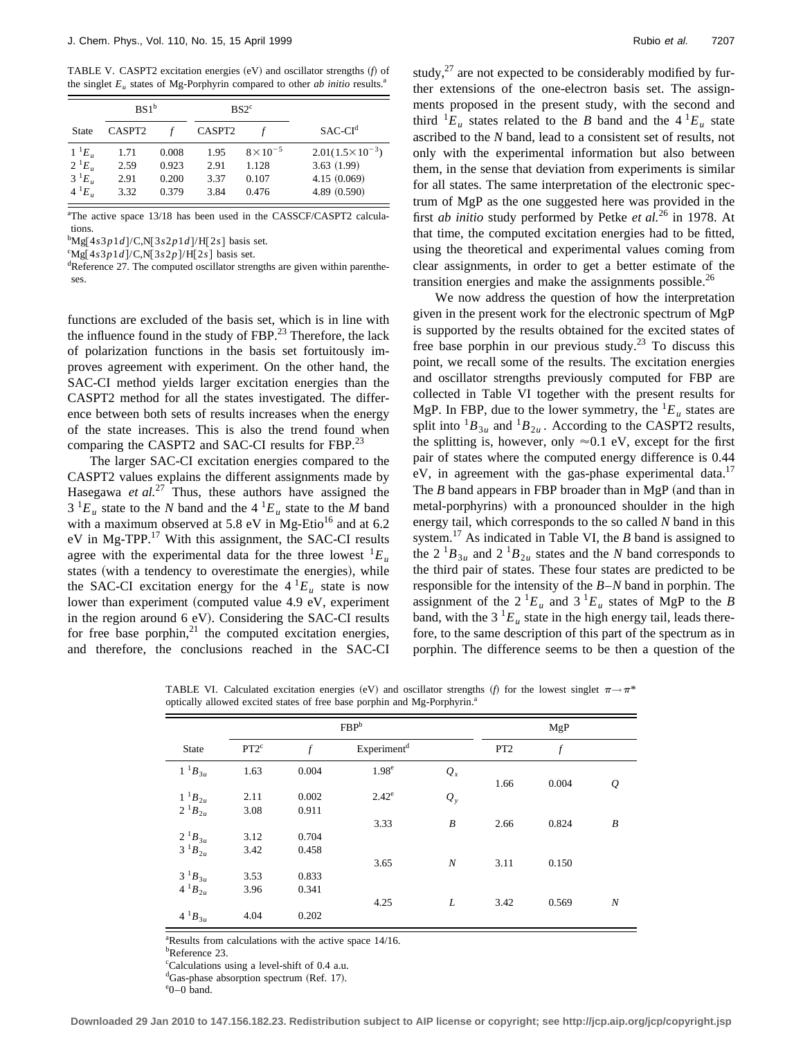TABLE V. CASPT2 excitation energies (eV) and oscillator strengths ($f$) of the singlet $E_u$ states of Mg-Porphyrin compared to other *ab initio* results.[a]

| State | BS1[b] CASPT2 | BS1[b] $f$ | BS2[c] CASPT2 | BS2[c] $f$ | SAC-CI[d] |
|---|---|---|---|---|---|
| $1\,^1E_u$ | 1.71 | 0.008 | 1.95 | $8\times10^{-5}$ | $2.01(1.5\times10^{-3})$ |
| $2\,^1E_u$ | 2.59 | 0.923 | 2.91 | 1.128 | 3.63 (1.99) |
| $3\,^1E_u$ | 2.91 | 0.200 | 3.37 | 0.107 | 4.15 (0.069) |
| $4\,^1E_u$ | 3.32 | 0.379 | 3.84 | 0.476 | 4.89 (0.590) |

[a]The active space 13/18 has been used in the CASSCF/CASPT2 calculations.
[b]Mg[4s3p1d]/C,N[3s2p1d]/H[2s] basis set.
[c]Mg[4s3p1d]/C,N[3s2p]/H[2s] basis set.
[d]Reference 27. The computed oscillator strengths are given within parentheses.

functions are excluded of the basis set, which is in line with the influence found in the study of FBP.[23] Therefore, the lack of polarization functions in the basis set fortuitously improves agreement with experiment. On the other hand, the SAC-CI method yields larger excitation energies than the CASPT2 method for all the states investigated. The difference between both sets of results increases when the energy of the state increases. This is also the trend found when comparing the CASPT2 and SAC-CI results for FBP.[23]

The larger SAC-CI excitation energies compared to the CASPT2 values explains the different assignments made by Hasegawa *et al.*[27] Thus, these authors have assigned the $3\,^1E_u$ state to the *N* band and the $4\,^1E_u$ state to the *M* band with a maximum observed at 5.8 eV in Mg-Etio[16] and at 6.2 eV in Mg-TPP.[17] With this assignment, the SAC-CI results agree with the experimental data for the three lowest $^1E_u$ states (with a tendency to overestimate the energies), while the SAC-CI excitation energy for the $4\,^1E_u$ state is now lower than experiment (computed value 4.9 eV, experiment in the region around 6 eV). Considering the SAC-CI results for free base porphin,[21] the computed excitation energies, and therefore, the conclusions reached in the SAC-CI study,[27] are not expected to be considerably modified by further extensions of the one-electron basis set. The assignments proposed in the present study, with the second and third $^1E_u$ states related to the *B* band and the $4\,^1E_u$ state ascribed to the *N* band, lead to a consistent set of results, not only with the experimental information but also between them, in the sense that deviation from experiments is similar for all states. The same interpretation of the electronic spectrum of MgP as the one suggested here was provided in the first *ab initio* study performed by Petke *et al.*[26] in 1978. At that time, the computed excitation energies had to be fitted, using the theoretical and experimental values coming from clear assignments, in order to get a better estimate of the transition energies and make the assignments possible.[26]

We now address the question of how the interpretation given in the present work for the electronic spectrum of MgP is supported by the results obtained for the excited states of free base porphin in our previous study.[23] To discuss this point, we recall some of the results. The excitation energies and oscillator strengths previously computed for FBP are collected in Table VI together with the present results for MgP. In FBP, due to the lower symmetry, the $^1E_u$ states are split into $^1B_{3u}$ and $^1B_{2u}$. According to the CASPT2 results, the splitting is, however, only $\approx$0.1 eV, except for the first pair of states where the computed energy difference is 0.44 eV, in agreement with the gas-phase experimental data.[17] The *B* band appears in FBP broader than in MgP (and than in metal-porphyrins) with a pronounced shoulder in the high energy tail, which corresponds to the so called *N* band in this system.[17] As indicated in Table VI, the *B* band is assigned to the $2\,^1B_{3u}$ and $2\,^1B_{2u}$ states and the *N* band corresponds to the third pair of states. These four states are predicted to be responsible for the intensity of the *B*–*N* band in porphin. The assignment of the $2\,^1E_u$ and $3\,^1E_u$ states of MgP to the *B* band, with the $3\,^1E_u$ state in the high energy tail, leads therefore, to the same description of this part of the spectrum as in porphin. The difference seems to be then a question of the

TABLE VI. Calculated excitation energies (eV) and oscillator strengths ($f$) for the lowest singlet $\pi\rightarrow\pi^*$ optically allowed excited states of free base porphin and Mg-Porphyrin.[a]

| State | FBP[b] PT2[c] | FBP[b] $f$ | FBP[b] Experiment[d] | | MgP PT2 | MgP $f$ | |
|---|---|---|---|---|---|---|---|
| $1\,^1B_{3u}$ | 1.63 | 0.004 | 1.98[e] | $Q_x$ | | | |
| | | | | | 1.66 | 0.004 | *Q* |
| $1\,^1B_{2u}$ | 2.11 | 0.002 | 2.42[e] | $Q_y$ | | | |
| $2\,^1B_{2u}$ | 3.08 | 0.911 | | | | | |
| | | | 3.33 | *B* | 2.66 | 0.824 | *B* |
| $2\,^1B_{3u}$ | 3.12 | 0.704 | | | | | |
| $3\,^1B_{2u}$ | 3.42 | 0.458 | | | | | |
| | | | 3.65 | *N* | 3.11 | 0.150 | |
| $3\,^1B_{3u}$ | 3.53 | 0.833 | | | | | |
| $4\,^1B_{2u}$ | 3.96 | 0.341 | | | | | |
| | | | 4.25 | *L* | 3.42 | 0.569 | *N* |
| $4\,^1B_{3u}$ | 4.04 | 0.202 | | | | | |

[a]Results from calculations with the active space 14/16.
[b]Reference 23.
[c]Calculations using a level-shift of 0.4 a.u.
[d]Gas-phase absorption spectrum (Ref. 17).
[e]0–0 band.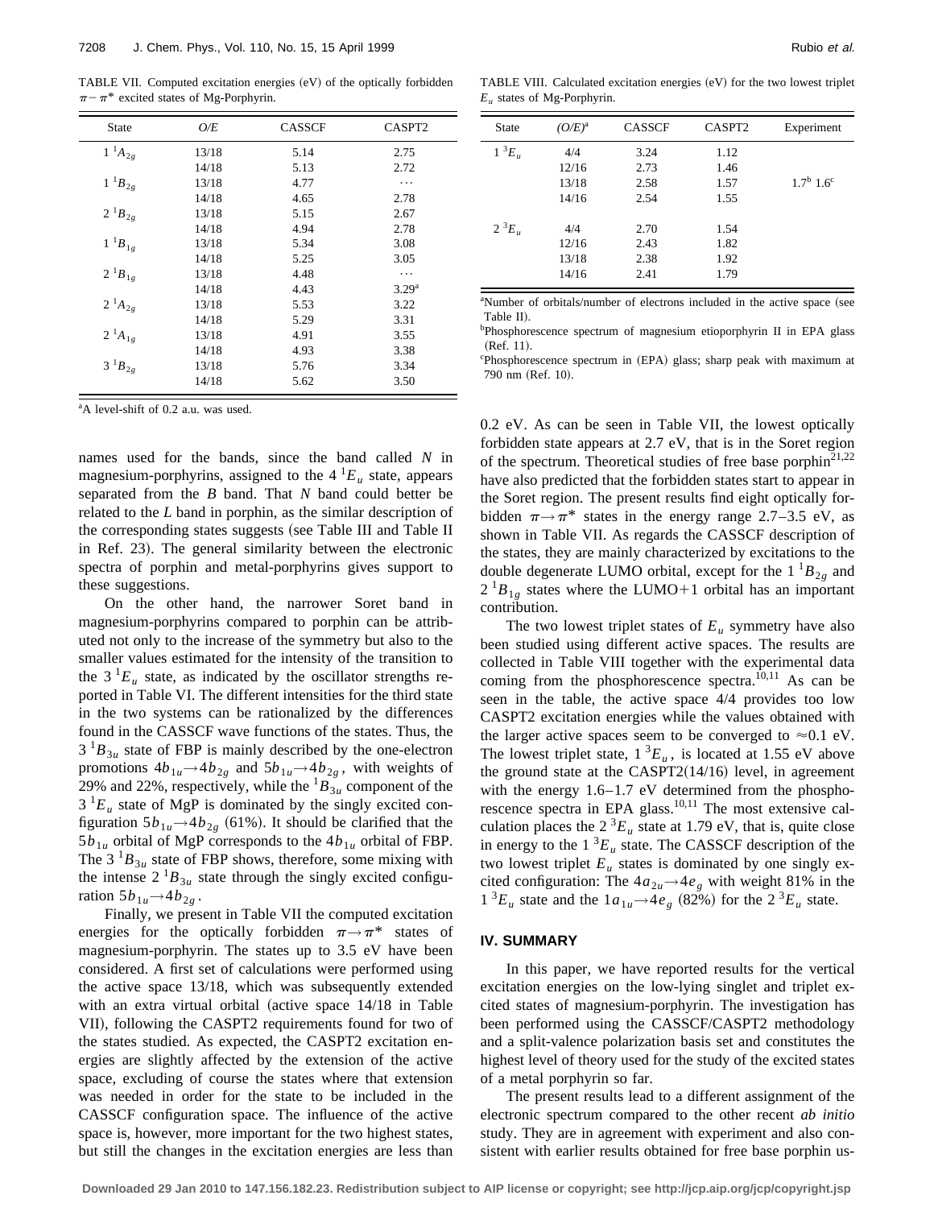TABLE VII. Computed excitation energies (eV) of the optically forbidden $\pi-\pi^*$ excited states of Mg-Porphyrin.

| State | $O/E$ | CASSCF | CASPT2 |
|---|---|---|---|
| $1\,^1A_{2g}$ | 13/18 | 5.14 | 2.75 |
| | 14/18 | 5.13 | 2.72 |
| $1\,^1B_{2g}$ | 13/18 | 4.77 | ⋯ |
| | 14/18 | 4.65 | 2.78 |
| $2\,^1B_{2g}$ | 13/18 | 5.15 | 2.67 |
| | 14/18 | 4.94 | 2.78 |
| $1\,^1B_{1g}$ | 13/18 | 5.34 | 3.08 |
| | 14/18 | 5.25 | 3.05 |
| $2\,^1B_{1g}$ | 13/18 | 4.48 | ⋯ |
| | 14/18 | 4.43 | 3.29[a] |
| $2\,^1A_{2g}$ | 13/18 | 5.53 | 3.22 |
| | 14/18 | 5.29 | 3.31 |
| $2\,^1A_{1g}$ | 13/18 | 4.91 | 3.55 |
| | 14/18 | 4.93 | 3.38 |
| $3\,^1B_{2g}$ | 13/18 | 5.76 | 3.34 |
| | 14/18 | 5.62 | 3.50 |

[a]A level-shift of 0.2 a.u. was used.

names used for the bands, since the band called $N$ in magnesium-porphyrins, assigned to the $4\,^1E_u$ state, appears separated from the $B$ band. That $N$ band could better be related to the $L$ band in porphin, as the similar description of the corresponding states suggests (see Table III and Table II in Ref. 23). The general similarity between the electronic spectra of porphin and metal-porphyrins gives support to these suggestions.

On the other hand, the narrower Soret band in magnesium-porphyrins compared to porphin can be attributed not only to the increase of the symmetry but also to the smaller values estimated for the intensity of the transition to the $3\,^1E_u$ state, as indicated by the oscillator strengths reported in Table VI. The different intensities for the third state in the two systems can be rationalized by the differences found in the CASSCF wave functions of the states. Thus, the $3\,^1B_{3u}$ state of FBP is mainly described by the one-electron promotions $4b_{1u}\rightarrow 4b_{2g}$ and $5b_{1u}\rightarrow 4b_{2g}$, with weights of 29% and 22%, respectively, while the $^1B_{3u}$ component of the $3\,^1E_u$ state of MgP is dominated by the singly excited configuration $5b_{1u}\rightarrow 4b_{2g}$ (61%). It should be clarified that the $5b_{1u}$ orbital of MgP corresponds to the $4b_{1u}$ orbital of FBP. The $3\,^1B_{3u}$ state of FBP shows, therefore, some mixing with the intense $2\,^1B_{3u}$ state through the singly excited configuration $5b_{1u}\rightarrow 4b_{2g}$.

Finally, we present in Table VII the computed excitation energies for the optically forbidden $\pi\rightarrow\pi^*$ states of magnesium-porphyrin. The states up to 3.5 eV have been considered. A first set of calculations were performed using the active space 13/18, which was subsequently extended with an extra virtual orbital (active space 14/18 in Table VII), following the CASPT2 requirements found for two of the states studied. As expected, the CASPT2 excitation energies are slightly affected by the extension of the active space, excluding of course the states where that extension was needed in order for the state to be included in the CASSCF configuration space. The influence of the active space is, however, more important for the two highest states, but still the changes in the excitation energies are less than 0.2 eV. As can be seen in Table VII, the lowest optically forbidden state appears at 2.7 eV, that is in the Soret region of the spectrum. Theoretical studies of free base porphin[21,22] have also predicted that the forbidden states start to appear in the Soret region. The present results find eight optically forbidden $\pi\rightarrow\pi^*$ states in the energy range 2.7–3.5 eV, as shown in Table VII. As regards the CASSCF description of the states, they are mainly characterized by excitations to the double degenerate LUMO orbital, except for the $1\,^1B_{2g}$ and $2\,^1B_{1g}$ states where the LUMO+1 orbital has an important contribution.

TABLE VIII. Calculated excitation energies (eV) for the two lowest triplet $E_u$ states of Mg-Porphyrin.

| State | $(O/E)$[a] | CASSCF | CASPT2 | Experiment |
|---|---|---|---|---|
| $1\,^3E_u$ | 4/4 | 3.24 | 1.12 | |
| | 12/16 | 2.73 | 1.46 | |
| | 13/18 | 2.58 | 1.57 | 1.7[b] 1.6[c] |
| | 14/16 | 2.54 | 1.55 | |
| $2\,^3E_u$ | 4/4 | 2.70 | 1.54 | |
| | 12/16 | 2.43 | 1.82 | |
| | 13/18 | 2.38 | 1.92 | |
| | 14/16 | 2.41 | 1.79 | |

[a]Number of orbitals/number of electrons included in the active space (see Table II).
[b]Phosphorescence spectrum of magnesium etioporphyrin II in EPA glass (Ref. 11).
[c]Phosphorescence spectrum in (EPA) glass; sharp peak with maximum at 790 nm (Ref. 10).

The two lowest triplet states of $E_u$ symmetry have also been studied using different active spaces. The results are collected in Table VIII together with the experimental data coming from the phosphorescence spectra.[10,11] As can be seen in the table, the active space 4/4 provides too low CASPT2 excitation energies while the values obtained with the larger active spaces seem to be converged to $\approx$0.1 eV. The lowest triplet state, $1\,^3E_u$, is located at 1.55 eV above the ground state at the CASPT2(14/16) level, in agreement with the energy 1.6–1.7 eV determined from the phosphorescence spectra in EPA glass.[10,11] The most extensive calculation places the $2\,^3E_u$ state at 1.79 eV, that is, quite close in energy to the $1\,^3E_u$ state. The CASSCF description of the two lowest triplet $E_u$ states is dominated by one singly excited configuration: The $4a_{2u}\rightarrow 4e_g$ with weight 81% in the $1\,^3E_u$ state and the $1a_{1u}\rightarrow 4e_g$ (82%) for the $2\,^3E_u$ state.

## IV. SUMMARY

In this paper, we have reported results for the vertical excitation energies on the low-lying singlet and triplet excited states of magnesium-porphyrin. The investigation has been performed using the CASSCF/CASPT2 methodology and a split-valence polarization basis set and constitutes the highest level of theory used for the study of the excited states of a metal porphyrin so far.

The present results lead to a different assignment of the electronic spectrum compared to the other recent *ab initio* study. They are in agreement with experiment and also consistent with earlier results obtained for free base porphin us-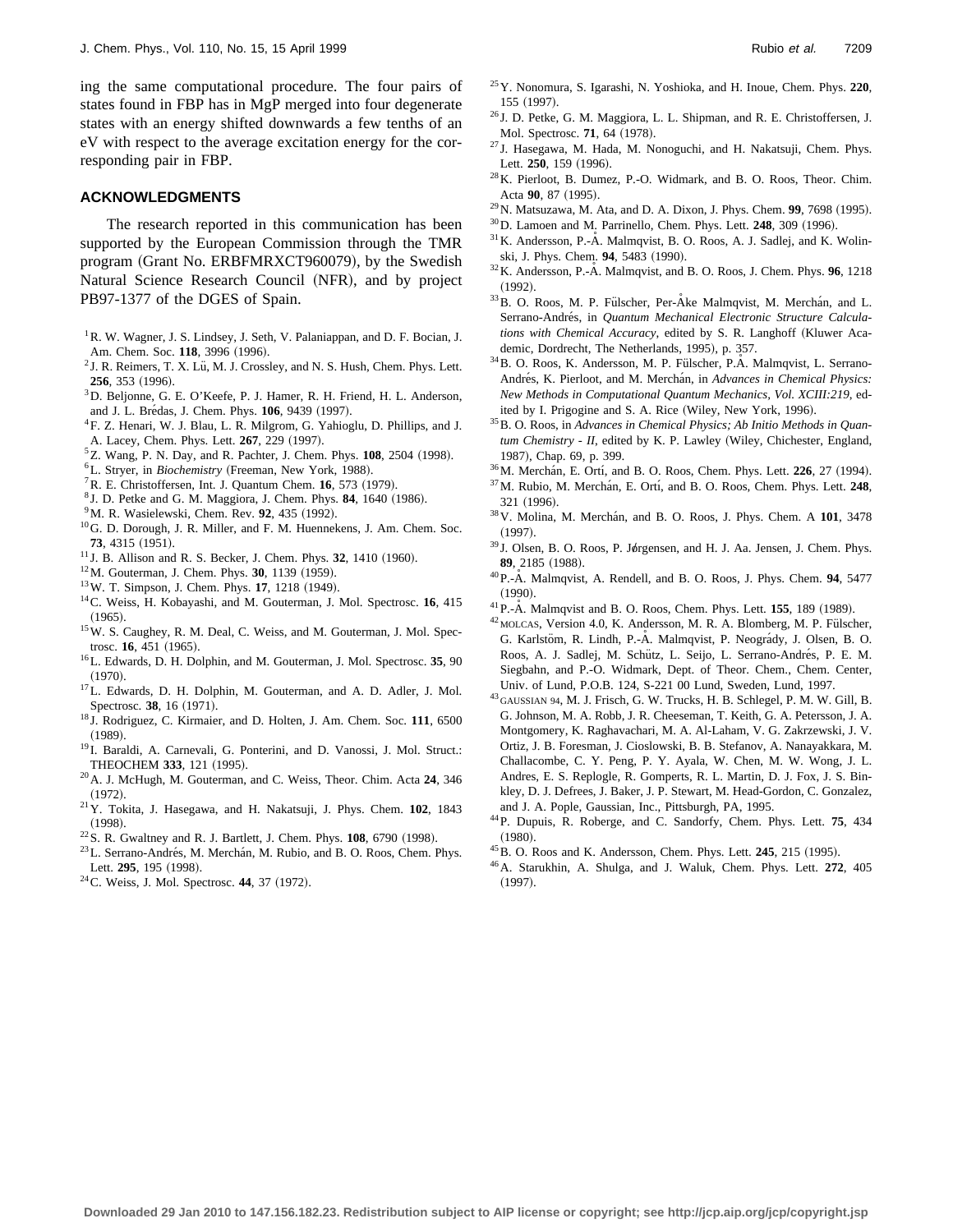ing the same computational procedure. The four pairs of states found in FBP has in MgP merged into four degenerate states with an energy shifted downwards a few tenths of an eV with respect to the average excitation energy for the corresponding pair in FBP.

## ACKNOWLEDGMENTS

The research reported in this communication has been supported by the European Commission through the TMR program (Grant No. ERBFMRXCT960079), by the Swedish Natural Science Research Council (NFR), and by project PB97-1377 of the DGES of Spain.

[1] R. W. Wagner, J. S. Lindsey, J. Seth, V. Palaniappan, and D. F. Bocian, J. Am. Chem. Soc. **118**, 3996 (1996).
[2] J. R. Reimers, T. X. Lü, M. J. Crossley, and N. S. Hush, Chem. Phys. Lett. **256**, 353 (1996).
[3] D. Beljonne, G. E. O'Keefe, P. J. Hamer, R. H. Friend, H. L. Anderson, and J. L. Brédas, J. Chem. Phys. **106**, 9439 (1997).
[4] F. Z. Henari, W. J. Blau, L. R. Milgrom, G. Yahioglu, D. Phillips, and J. A. Lacey, Chem. Phys. Lett. **267**, 229 (1997).
[5] Z. Wang, P. N. Day, and R. Pachter, J. Chem. Phys. **108**, 2504 (1998).
[6] L. Stryer, in *Biochemistry* (Freeman, New York, 1988).
[7] R. E. Christoffersen, Int. J. Quantum Chem. **16**, 573 (1979).
[8] J. D. Petke and G. M. Maggiora, J. Chem. Phys. **84**, 1640 (1986).
[9] M. R. Wasielewski, Chem. Rev. **92**, 435 (1992).
[10] G. D. Dorough, J. R. Miller, and F. M. Huennekens, J. Am. Chem. Soc. **73**, 4315 (1951).
[11] J. B. Allison and R. S. Becker, J. Chem. Phys. **32**, 1410 (1960).
[12] M. Gouterman, J. Chem. Phys. **30**, 1139 (1959).
[13] W. T. Simpson, J. Chem. Phys. **17**, 1218 (1949).
[14] C. Weiss, H. Kobayashi, and M. Gouterman, J. Mol. Spectrosc. **16**, 415 (1965).
[15] W. S. Caughey, R. M. Deal, C. Weiss, and M. Gouterman, J. Mol. Spectrosc. **16**, 451 (1965).
[16] L. Edwards, D. H. Dolphin, and M. Gouterman, J. Mol. Spectrosc. **35**, 90 (1970).
[17] L. Edwards, D. H. Dolphin, M. Gouterman, and A. D. Adler, J. Mol. Spectrosc. **38**, 16 (1971).
[18] J. Rodriguez, C. Kirmaier, and D. Holten, J. Am. Chem. Soc. **111**, 6500 (1989).
[19] I. Baraldi, A. Carnevali, G. Ponterini, and D. Vanossi, J. Mol. Struct.: THEOCHEM **333**, 121 (1995).
[20] A. J. McHugh, M. Gouterman, and C. Weiss, Theor. Chim. Acta **24**, 346 (1972).
[21] Y. Tokita, J. Hasegawa, and H. Nakatsuji, J. Phys. Chem. **102**, 1843 (1998).
[22] S. R. Gwaltney and R. J. Bartlett, J. Chem. Phys. **108**, 6790 (1998).
[23] L. Serrano-Andrés, M. Merchán, M. Rubio, and B. O. Roos, Chem. Phys. Lett. **295**, 195 (1998).
[24] C. Weiss, J. Mol. Spectrosc. **44**, 37 (1972).
[25] Y. Nonomura, S. Igarashi, N. Yoshioka, and H. Inoue, Chem. Phys. **220**, 155 (1997).
[26] J. D. Petke, G. M. Maggiora, L. L. Shipman, and R. E. Christoffersen, J. Mol. Spectrosc. **71**, 64 (1978).
[27] J. Hasegawa, M. Hada, M. Nonoguchi, and H. Nakatsuji, Chem. Phys. Lett. **250**, 159 (1996).
[28] K. Pierloot, B. Dumez, P.-O. Widmark, and B. O. Roos, Theor. Chim. Acta **90**, 87 (1995).
[29] N. Matsuzawa, M. Ata, and D. A. Dixon, J. Phys. Chem. **99**, 7698 (1995).
[30] D. Lamoen and M. Parrinello, Chem. Phys. Lett. **248**, 309 (1996).
[31] K. Andersson, P.-Å. Malmqvist, B. O. Roos, A. J. Sadlej, and K. Wolinski, J. Phys. Chem. **94**, 5483 (1990).
[32] K. Andersson, P.-Å. Malmqvist, and B. O. Roos, J. Chem. Phys. **96**, 1218 (1992).
[33] B. O. Roos, M. P. Fülscher, Per-Åke Malmqvist, M. Merchán, and L. Serrano-Andrés, in *Quantum Mechanical Electronic Structure Calculations with Chemical Accuracy*, edited by S. R. Langhoff (Kluwer Academic, Dordrecht, The Netherlands, 1995), p. 357.
[34] B. O. Roos, K. Andersson, M. P. Fülscher, P.Å. Malmqvist, L. Serrano-Andrés, K. Pierloot, and M. Merchán, in *Advances in Chemical Physics: New Methods in Computational Quantum Mechanics, Vol. XCIII:219*, edited by I. Prigogine and S. A. Rice (Wiley, New York, 1996).
[35] B. O. Roos, in *Advances in Chemical Physics; Ab Initio Methods in Quantum Chemistry - II*, edited by K. P. Lawley (Wiley, Chichester, England, 1987), Chap. 69, p. 399.
[36] M. Merchán, E. Ortí, and B. O. Roos, Chem. Phys. Lett. **226**, 27 (1994).
[37] M. Rubio, M. Merchán, E. Ortí, and B. O. Roos, Chem. Phys. Lett. **248**, 321 (1996).
[38] V. Molina, M. Merchán, and B. O. Roos, J. Phys. Chem. A **101**, 3478 (1997).
[39] J. Olsen, B. O. Roos, P. Jørgensen, and H. J. Aa. Jensen, J. Chem. Phys. **89**, 2185 (1988).
[40] P.-Å. Malmqvist, A. Rendell, and B. O. Roos, J. Phys. Chem. **94**, 5477 (1990).
[41] P.-Å. Malmqvist and B. O. Roos, Chem. Phys. Lett. **155**, 189 (1989).
[42] MOLCAS, Version 4.0, K. Andersson, M. R. A. Blomberg, M. P. Fülscher, G. Karlstöm, R. Lindh, P.-Å. Malmqvist, P. Neogrády, J. Olsen, B. O. Roos, A. J. Sadlej, M. Schütz, L. Seijo, L. Serrano-Andrés, P. E. M. Siegbahn, and P.-O. Widmark, Dept. of Theor. Chem., Chem. Center, Univ. of Lund, P.O.B. 124, S-221 00 Lund, Sweden, Lund, 1997.
[43] GAUSSIAN 94, M. J. Frisch, G. W. Trucks, H. B. Schlegel, P. M. W. Gill, B. G. Johnson, M. A. Robb, J. R. Cheeseman, T. Keith, G. A. Petersson, J. A. Montgomery, K. Raghavachari, M. A. Al-Laham, V. G. Zakrzewski, J. V. Ortiz, J. B. Foresman, J. Cioslowski, B. B. Stefanov, A. Nanayakkara, M. Challacombe, C. Y. Peng, P. Y. Ayala, W. Chen, M. W. Wong, J. L. Andres, E. S. Replogle, R. Gomperts, R. L. Martin, D. J. Fox, J. S. Binkley, D. J. Defrees, J. Baker, J. P. Stewart, M. Head-Gordon, C. Gonzalez, and J. A. Pople, Gaussian, Inc., Pittsburgh, PA, 1995.
[44] P. Dupuis, R. Roberge, and C. Sandorfy, Chem. Phys. Lett. **75**, 434 (1980).
[45] B. O. Roos and K. Andersson, Chem. Phys. Lett. **245**, 215 (1995).
[46] A. Starukhin, A. Shulga, and J. Waluk, Chem. Phys. Lett. **272**, 405 (1997).